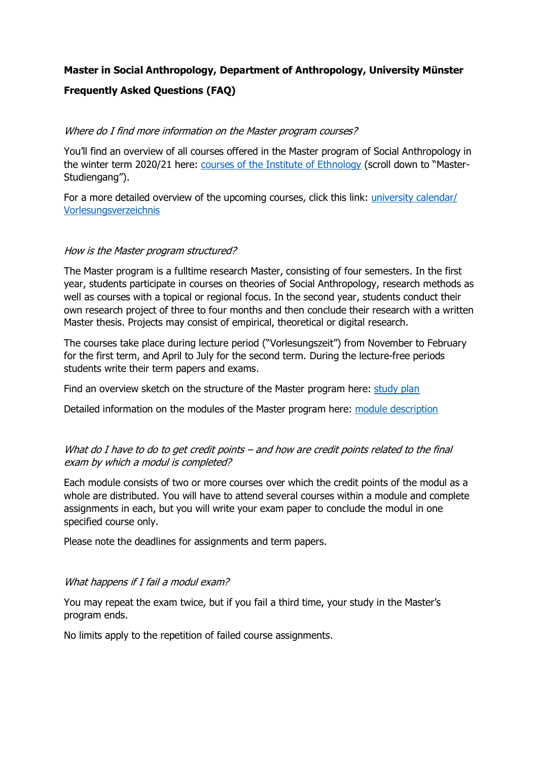**Master in Social Anthropology, Department of Anthropology, University Münster**

**Frequently Asked Questions (FAQ)**

*Where do I find more information on the Master program courses?*

You'll find an overview of all courses offered in the Master program of Social Anthropology in the winter term 2020/21 here: courses of the Institute of Ethnology (scroll down to "Master-Studiengang").

For a more detailed overview of the upcoming courses, click this link: university calendar/ Vorlesungsverzeichnis

*How is the Master program structured?*

The Master program is a fulltime research Master, consisting of four semesters. In the first year, students participate in courses on theories of Social Anthropology, research methods as well as courses with a topical or regional focus. In the second year, students conduct their own research project of three to four months and then conclude their research with a written Master thesis. Projects may consist of empirical, theoretical or digital research.

The courses take place during lecture period ("Vorlesungszeit") from November to February for the first term, and April to July for the second term. During the lecture-free periods students write their term papers and exams.

Find an overview sketch on the structure of the Master program here: study plan

Detailed information on the modules of the Master program here: module description

*What do I have to do to get credit points – and how are credit points related to the final exam by which a modul is completed?*

Each module consists of two or more courses over which the credit points of the modul as a whole are distributed. You will have to attend several courses within a module and complete assignments in each, but you will write your exam paper to conclude the modul in one specified course only.

Please note the deadlines for assignments and term papers.

*What happens if I fail a modul exam?*

You may repeat the exam twice, but if you fail a third time, your study in the Master's program ends.

No limits apply to the repetition of failed course assignments.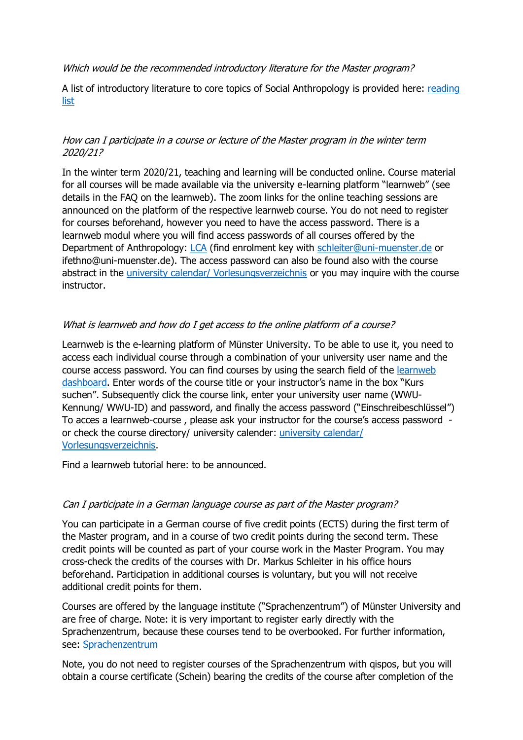*Which would be the recommended introductory literature for the Master program?*

A list of introductory literature to core topics of Social Anthropology is provided here: reading list

*How can I participate in a course or lecture of the Master program in the winter term 2020/21?*

In the winter term 2020/21, teaching and learning will be conducted online. Course material for all courses will be made available via the university e-learning platform "learnweb" (see details in the FAQ on the learnweb). The zoom links for the online teaching sessions are announced on the platform of the respective learnweb course. You do not need to register for courses beforehand, however you need to have the access password. There is a learnweb modul where you will find access passwords of all courses offered by the Department of Anthropology: LCA (find enrolment key with schleiter@uni-muenster.de or ifethno@uni-muenster.de). The access password can also be found also with the course abstract in the university calendar/ Vorlesungsverzeichnis or you may inquire with the course instructor.

*What is learnweb and how do I get access to the online platform of a course?*

Learnweb is the e-learning platform of Münster University. To be able to use it, you need to access each individual course through a combination of your university user name and the course access password. You can find courses by using the search field of the learnweb dashboard. Enter words of the course title or your instructor's name in the box "Kurs suchen". Subsequently click the course link, enter your university user name (WWU-Kennung/ WWU-ID) and password, and finally the access password ("Einschreibeschlüssel") To acces a learnweb-course , please ask your instructor for the course's access password - or check the course directory/ university calender: university calendar/ Vorlesungsverzeichnis.

Find a learnweb tutorial here: to be announced.

*Can I participate in a German language course as part of the Master program?*

You can participate in a German course of five credit points (ECTS) during the first term of the Master program, and in a course of two credit points during the second term. These credit points will be counted as part of your course work in the Master Program. You may cross-check the credits of the courses with Dr. Markus Schleiter in his office hours beforehand. Participation in additional courses is voluntary, but you will not receive additional credit points for them.

Courses are offered by the language institute ("Sprachenzentrum") of Münster University and are free of charge. Note: it is very important to register early directly with the Sprachenzentrum, because these courses tend to be overbooked. For further information, see: Sprachenzentrum

Note, you do not need to register courses of the Sprachenzentrum with qispos, but you will obtain a course certificate (Schein) bearing the credits of the course after completion of the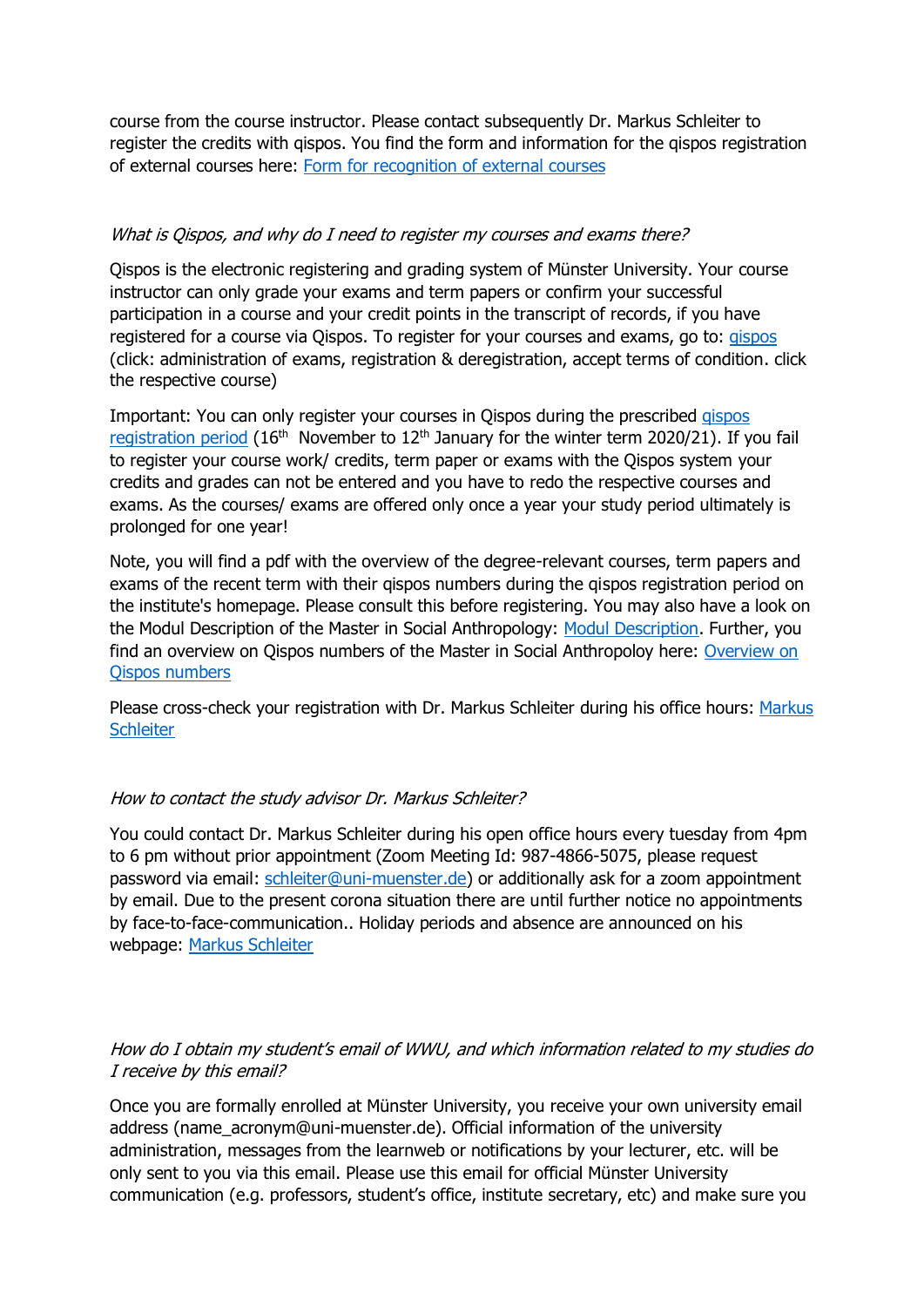course from the course instructor. Please contact subsequently Dr. Markus Schleiter to register the credits with qispos. You find the form and information for the qispos registration of external courses here: Form for recognition of external courses

*What is Qispos, and why do I need to register my courses and exams there?*

Qispos is the electronic registering and grading system of Münster University. Your course instructor can only grade your exams and term papers or confirm your successful participation in a course and your credit points in the transcript of records, if you have registered for a course via Qispos. To register for your courses and exams, go to: qispos (click: administration of exams, registration & deregistration, accept terms of condition. click the respective course)

Important: You can only register your courses in Qispos during the prescribed qispos registration period (16th November to 12th January for the winter term 2020/21). If you fail to register your course work/ credits, term paper or exams with the Qispos system your credits and grades can not be entered and you have to redo the respective courses and exams. As the courses/ exams are offered only once a year your study period ultimately is prolonged for one year!

Note, you will find a pdf with the overview of the degree-relevant courses, term papers and exams of the recent term with their qispos numbers during the qispos registration period on the institute's homepage. Please consult this before registering. You may also have a look on the Modul Description of the Master in Social Anthropology: Modul Description. Further, you find an overview on Qispos numbers of the Master in Social Anthropoloy here: Overview on Qispos numbers

Please cross-check your registration with Dr. Markus Schleiter during his office hours: Markus Schleiter

*How to contact the study advisor Dr. Markus Schleiter?*

You could contact Dr. Markus Schleiter during his open office hours every tuesday from 4pm to 6 pm without prior appointment (Zoom Meeting Id: 987-4866-5075, please request password via email: schleiter@uni-muenster.de) or additionally ask for a zoom appointment by email. Due to the present corona situation there are until further notice no appointments by face-to-face-communication.. Holiday periods and absence are announced on his webpage: Markus Schleiter

*How do I obtain my student's email of WWU, and which information related to my studies do I receive by this email?*

Once you are formally enrolled at Münster University, you receive your own university email address (name_acronym@uni-muenster.de). Official information of the university administration, messages from the learnweb or notifications by your lecturer, etc. will be only sent to you via this email. Please use this email for official Münster University communication (e.g. professors, student's office, institute secretary, etc) and make sure you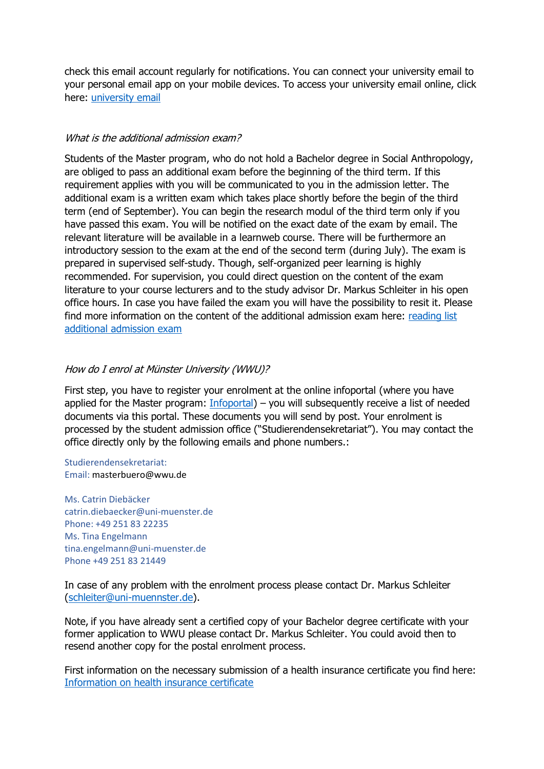check this email account regularly for notifications. You can connect your university email to your personal email app on your mobile devices. To access your university email online, click here: [university email]()

*What is the additional admission exam?*

Students of the Master program, who do not hold a Bachelor degree in Social Anthropology, are obliged to pass an additional exam before the beginning of the third term. If this requirement applies with you will be communicated to you in the admission letter. The additional exam is a written exam which takes place shortly before the begin of the third term (end of September). You can begin the research modul of the third term only if you have passed this exam. You will be notified on the exact date of the exam by email. The relevant literature will be available in a learnweb course. There will be furthermore an introductory session to the exam at the end of the second term (during July). The exam is prepared in supervised self-study. Though, self-organized peer learning is highly recommended. For supervision, you could direct question on the content of the exam literature to your course lecturers and to the study advisor Dr. Markus Schleiter in his open office hours. In case you have failed the exam you will have the possibility to resit it. Please find more information on the content of the additional admission exam here: [reading list additional admission exam]()

*How do I enrol at Münster University (WWU)?*

First step, you have to register your enrolment at the online infoportal (where you have applied for the Master program: [Infoportal]()) – you will subsequently receive a list of needed documents via this portal. These documents you will send by post. Your enrolment is processed by the student admission office ("Studierendensekretariat"). You may contact the office directly only by the following emails and phone numbers.:

Studierendensekretariat:
Email: masterbuero@wwu.de

Ms. Catrin Diebäcker
catrin.diebaecker@uni-muenster.de
Phone: +49 251 83 22235
Ms. Tina Engelmann
tina.engelmann@uni-muenster.de
Phone +49 251 83 21449

In case of any problem with the enrolment process please contact Dr. Markus Schleiter ([schleiter@uni-muennster.de]()).

Note, if you have already sent a certified copy of your Bachelor degree certificate with your former application to WWU please contact Dr. Markus Schleiter. You could avoid then to resend another copy for the postal enrolment process.

First information on the necessary submission of a health insurance certificate you find here: [Information on health insurance certificate]()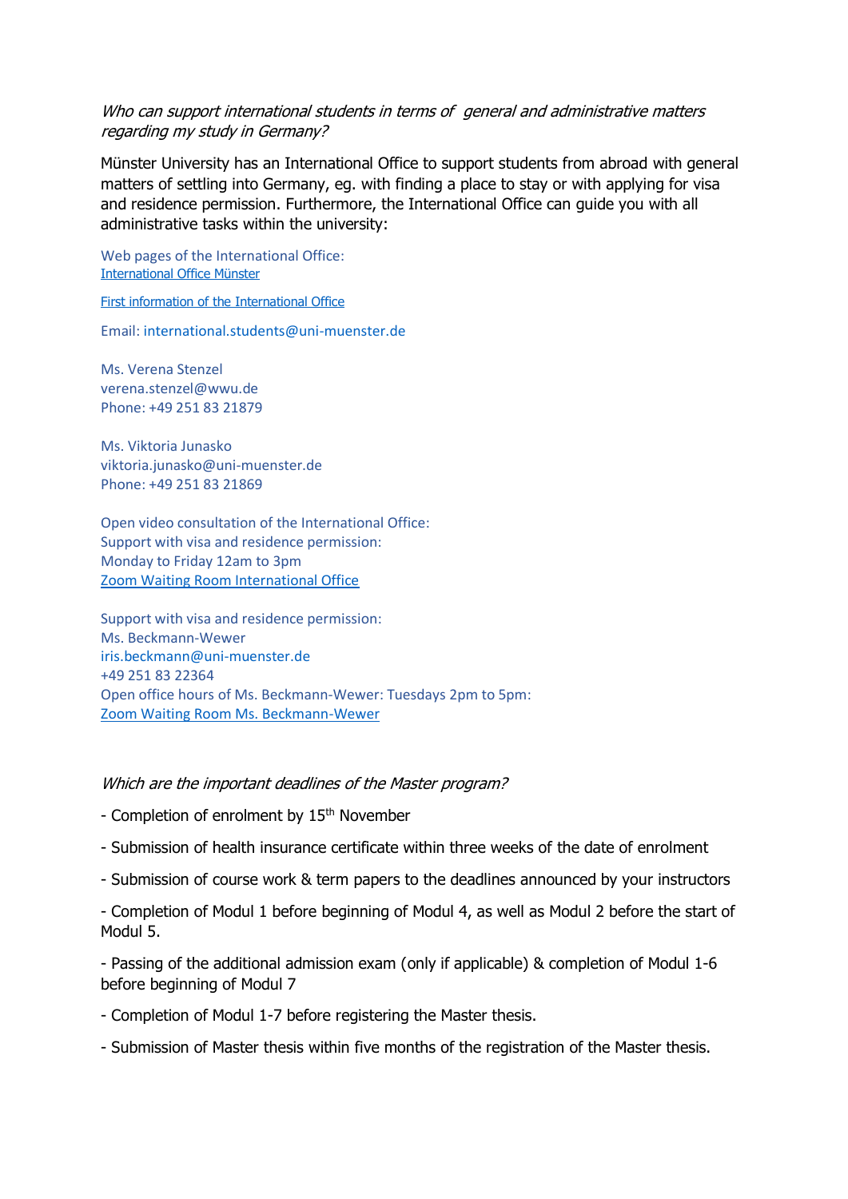*Who can support international students in terms of general and administrative matters regarding my study in Germany?*

Münster University has an International Office to support students from abroad with general matters of settling into Germany, eg. with finding a place to stay or with applying for visa and residence permission. Furthermore, the International Office can guide you with all administrative tasks within the university:

Web pages of the International Office:
International Office Münster

First information of the International Office

Email: international.students@uni-muenster.de

Ms. Verena Stenzel
verena.stenzel@wwu.de
Phone: +49 251 83 21879

Ms. Viktoria Junasko
viktoria.junasko@uni-muenster.de
Phone: +49 251 83 21869

Open video consultation of the International Office:
Support with visa and residence permission:
Monday to Friday 12am to 3pm
Zoom Waiting Room International Office

Support with visa and residence permission:
Ms. Beckmann-Wewer
iris.beckmann@uni-muenster.de
+49 251 83 22364
Open office hours of Ms. Beckmann-Wewer: Tuesdays 2pm to 5pm:
Zoom Waiting Room Ms. Beckmann-Wewer

*Which are the important deadlines of the Master program?*

- Completion of enrolment by 15th November
- Submission of health insurance certificate within three weeks of the date of enrolment
- Submission of course work & term papers to the deadlines announced by your instructors
- Completion of Modul 1 before beginning of Modul 4, as well as Modul 2 before the start of Modul 5.
- Passing of the additional admission exam (only if applicable) & completion of Modul 1-6 before beginning of Modul 7
- Completion of Modul 1-7 before registering the Master thesis.
- Submission of Master thesis within five months of the registration of the Master thesis.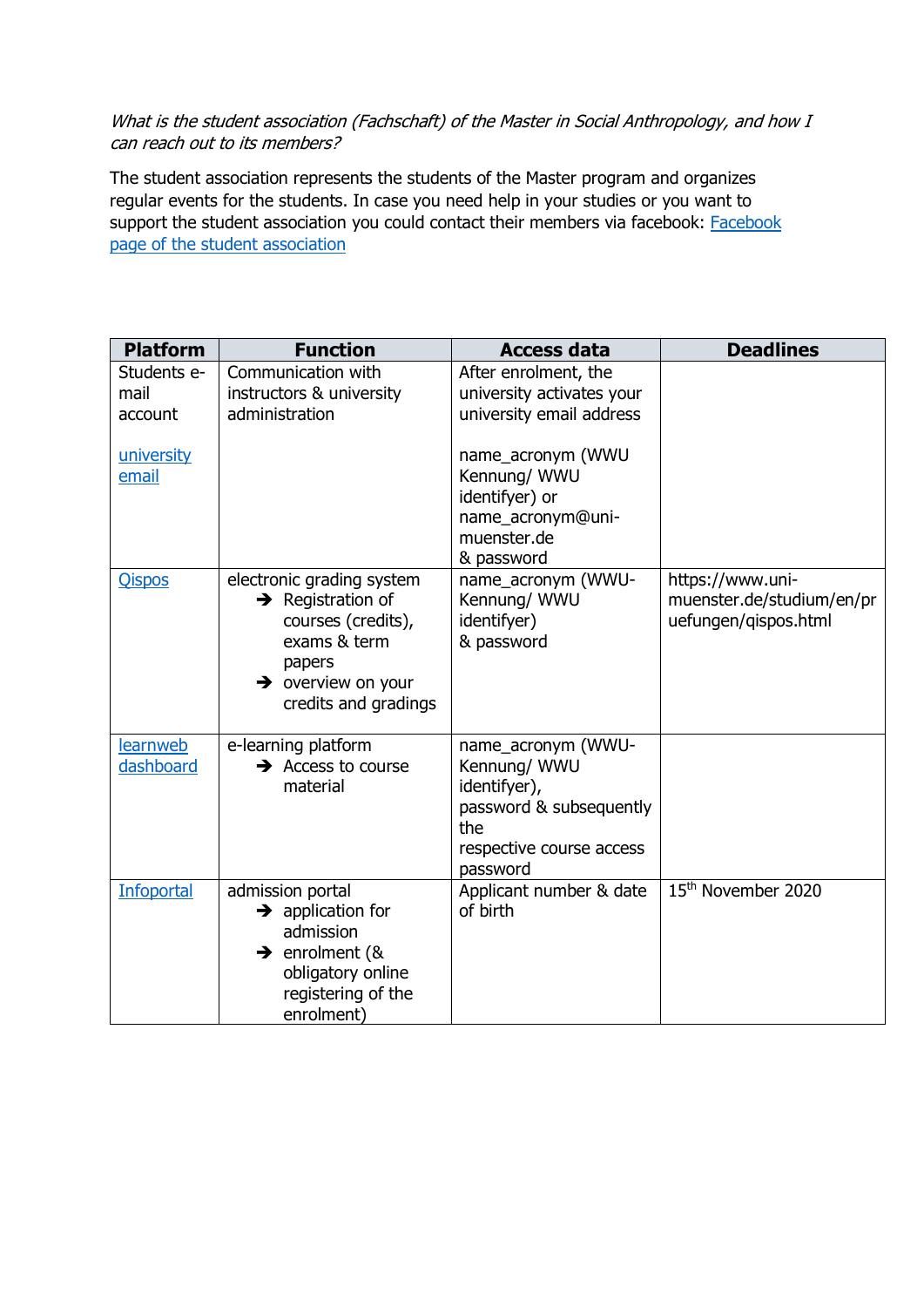*What is the student association (Fachschaft) of the Master in Social Anthropology, and how I can reach out to its members?*

The student association represents the students of the Master program and organizes regular events for the students. In case you need help in your studies or you want to support the student association you could contact their members via facebook: Facebook page of the student association

| Platform | Function | Access data | Deadlines |
|---|---|---|---|
| Students e-mail account<br><br>university email | Communication with instructors & university administration | After enrolment, the university activates your university email address<br><br>name_acronym (WWU Kennung/ WWU identifyer) or name_acronym@uni-muenster.de & password | |
| Qispos | electronic grading system<br>➔ Registration of courses (credits), exams & term papers<br>➔ overview on your credits and gradings | name_acronym (WWU-Kennung/ WWU identifyer) & password | https://www.uni-muenster.de/studium/en/pruefungen/qispos.html |
| learnweb dashboard | e-learning platform<br>➔ Access to course material | name_acronym (WWU-Kennung/ WWU identifyer), password & subsequently the respective course access password | |
| Infoportal | admission portal<br>➔ application for admission<br>➔ enrolment (& obligatory online registering of the enrolment) | Applicant number & date of birth | 15th November 2020 |